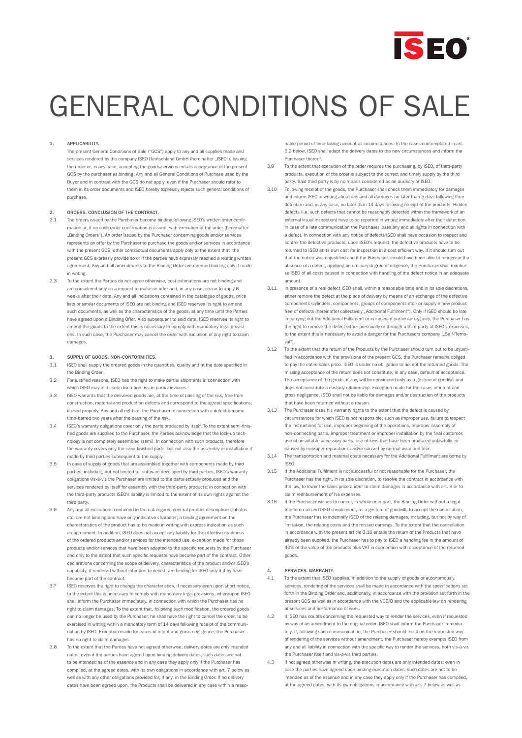# GENERAL CONDITIONS OF SALE

## 1. APPLICABILITY.

The present General Conditions of Sale ("GCS") apply to any and all supplies made and services rendered by the company ISEO Deutschland GmbH (hereinafter „ISEO"). Issuing the order or, in any case, accepting the goods/services entails acceptance of the present GCS by the purchaser as binding. Any and all General Conditions of Purchase used by the Buyer and in contrast with the GCS do not apply, even if the Purchaser should refer to them in its order documents and ISEO hereby expressly rejects such general conditions of purchase.

## 2. ORDERS. CONCLUSION OF THE CONTRACT.

2.1 The orders issued by the Purchaser become binding following ISEO's written order confirmation or, if no such order confirmation is issued, with execution of the order (hereinafter „Binding Orders"). An order issued by the Purchaser concerning goods and/or services represents an offer by the Purchaser to purchase the goods and/or services in accordance with the present GCS; other contractual documents apply only to the extent that the present GCS expressly provide so or if the parties have expressly reached a relating written agreement. Any and all amendments to the Binding Order are deemed binding only if made in writing.

2.3 To the extent the Parties do not agree otherwise, cost estimations are not binding and are considered only as a request to make an offer and, in any case, cease to apply 6 weeks after their date. Any and all indications contained in the catalogue of goods, price lists or similar documents of ISEO are not binding and ISEO reserves its right to amend such documents, as well as the characteristics of the goods, at any time until the Parties have agreed upon a Binding Offer. Also subsequent to said date, ISEO reserves its right to amend the goods to the extent this is necessary to comply with mandatory legal provisions. In such case, the Purchaser may cancel the order with exclusion of any right to claim damages.

## 3. SUPPLY OF GOODS. NON-CONFORMITIES.

3.1 ISEO shall supply the ordered goods in the quantities, quality and at the date specified in the Binding Order.

3.2 For justified reasons, ISEO has the right to make partial shipments in connection with which ISEO may in its sole discretion, issue partial invoices.

3.3 ISEO warrants that the delivered goods are, at the time of passing of the risk, free from construction, material and production defects and correspond to the agreed specifications, if used properly. Any and all rights of the Purchaser in connection with a defect become time-barred two years after the passing of the risk.

3.4 ISEO's warranty obligations cover only the parts produced by itself. To the extent semi-finished goods are supplied to the Purchaser, the Parties acknowledge that the lock-up technology is not completely assembled (semi). In connection with such products, therefore the warranty covers only the semi-finished parts, but not also the assembly or installation if made by third parties subsequent to the supply.

3.5 In case of supply of goods that are assembled together with components made by third parties, including, but not limited to, software developed by third parties, ISEO's warranty obligations vis-à-vis the Purchaser are limited to the parts actually produced and the services rendered by itself for assembly with the third-party products; in connection with the third-party products ISEO's liability is limited to the extent of its own rights against the third party.

3.6 Any and all indications contained in the catalogues, general product descriptions, photos etc. are not binding and have only indicative character; a binding agreement on the characteristics of the product has to be made in writing with express indication as such an agreement. In addition, ISEO does not accept any liability for the effective readiness of the ordered products and/or services for the intended use, exception made for those products and/or services that have been adapted to the specific requests by the Purchaser and only to the extent that such specific requests have become part of the contract. Other declarations concerning the scope of delivery, characteristics of the product and/or ISEO's capability, if rendered without intention to deceit, are binding for ISEO only if they have become part of the contract.

3.7 ISEO reserves the right to change the characteristics, if necessary even upon short notice, to the extent this is necessary to comply with mandatory legal provisions, whereupon ISEO shall inform the Purchaser immediately, in connection with which the Purchaser has no right to claim damages. To the extent that, following such modification, the ordered goods can no longer be used by the Purchaser, he shall have the right to cancel the order, to be exercised in writing within a mandatory term of 14 days following receipt of the communication by ISEO. Exception made for cases of intent and gross negligence, the Purchaser has no right to claim damages.

3.8 To the extent that the Parties have not agreed otherwise, delivery dates are only intended dates; even if the parties have agreed upon binding delivery dates, such dates are not to be intended as of the essence and in any case they apply only if the Purchaser has complied, at the agreed dates, with its own obligations in accordance with art. 7 below as well as with any other obligations provided for, if any, in the Binding Order. If no delivery dates have been agreed upon, the Products shall be delivered in any case within a reasonable period of time taking account all circumstances. In the cases contemplated in art. 5.2 below, ISEO shall adapt the delivery dates to the new circumstances and inform the Purchaser thereof.

3.9 To the extent that execution of the order requires the purchasing, by ISEO, of third-party products, execution of the order is subject to the correct and timely supply by the third party. Said third party is by no means considered as an auxiliary of ISEO.

3.10 Following receipt of the goods, the Purchaser shall check them immediately for damages and inform ISEO in writing about any and all damages no later than 5 days following their detection and, in any case, no later than 14 days following receipt of the products. Hidden defects (i.e. such defects that cannot be reasonably detected within the framework of an external visual inspection) have to be reported in writing immediately after their detection. In case of a late communication the Purchaser loses any and all rights in connection with a defect. In connection with any notice of defects ISEO shall have occasion to inspect and control the defective products; upon ISEO's request, the defective products have to be returned to ISEO at its own cost for inspection in a cost efficient way. If it should turn out that the notice was unjustified and if the Purchaser should have been able to recognise the absence of a defect, applying an ordinary degree of diligence, the Purchaser shall reimburse ISEO of all costs caused in connection with handling of the defect notice in an adequate amount.

3.11 In presence of a real defect ISEO shall, within a reasonable time and in its sole discretions, either remove the defect at the place of delivery by means of an exchange of the defective components (cylinders, components, groups of components etc.) or supply e new product free of defects (hereinafter collectively „Additional Fulfilment"). Only if ISEO should be late in carrying out the Additional Fulfilment or in cases of particular urgency, the Purchaser has the right to remove the defect either personally or through a third party at ISEO's expenses, to the extent this is necessary to avoid a danger for the Purchasers company („Self-Removal").

3.12 To the extent that the return of the Products by the Purchaser should turn out to be unjustified in accordance with the provisions of the present GCS, the Purchaser remains obliged to pay the entire sales price. ISEO is under no obligation to accept the returned goods. The missing acceptance of the return does not constitute, in any case, default of acceptance. The acceptance of the goods, if any, will be considered only as a gesture of goodwill and does not constitute a custody relationship. Exception made for the cases of intent and gross negligence, ISEO shall not be liable for damages and/or destruction of the products that have been returned without a reason.

3.13 The Purchaser loses his warranty rights to the extent that the defect is caused by circumstances for which ISEO is not responsible, such as improper use, failure to respect the instructions for use, improper beginning of the operations, improper assembly of non-connecting parts, improper treatment or improper installation by the final customer, use of unsuitable accessory parts, use of keys that have been produced unlawfully or caused by improper reparations and/or caused by normal wear and tear.

3.14 The transportation and material costs necessary for the Additional Fulfilment are borne by ISEO.

3.15 If the Additional Fulfilment is not successful or not reasonable for the Purchaser, the Purchaser has the right, in its sole discretion, to resolve the contract in accordance with the law, to lower the sales price and/or to claim damages in accordance with art. 9 or to claim reimbursement of his expenses.

3.16 If the Purchaser wishes to cancel, in whole or in part, the Binding Order without a legal title to do so and ISEO should elect, as a gesture of goodwill, to accept the cancellation, the Purchaser has to indemnify ISEO of the relating damages, including, but not by way of limitation, the relating costs and the missed earnings. To the extent that the cancellation in accordance with the present article 3.16 entails the return of the Products that have already been supplied, the Purchaser has to pay to ISEO a handling fee in the amount of 40% of the value of the products plus VAT in connection with acceptance of the returned goods.

## 4. SERVICES. WARRANTY.

4.1 To the extent that ISEO supplies, in addition to the supply of goods or autonomously, services, rendering of the services shall be made in accordance with the specifications set forth in the Binding Order and, additionally, in accordance with the provision set forth in the present GCS as well as in accordance with the VOB/B and the applicable law on rendering of services and performance of work.

4.2 If ISEO has doubts concerning the requested way to render the services, even if requested by way of an amendment to the original order, ISEO shall inform the Purchaser immediately. If, following such communication, the Purchaser should insist on the requested way of rendering of the services without amendment, the Purchaser hereby exempts ISEO from any and all liability in connection with the specific way to render the services, both vis-à-vis the Purchaser itself and vis-à-vis third parties.

4.3 If not agreed otherwise in writing, the execution dates are only intended dates; even in case the parties have agreed upon binding execution dates, such dates are not to be intended as of the essence and in any case they apply only if the Purchaser has complied, at the agreed dates, with its own obligations in accordance with art. 7 below as well as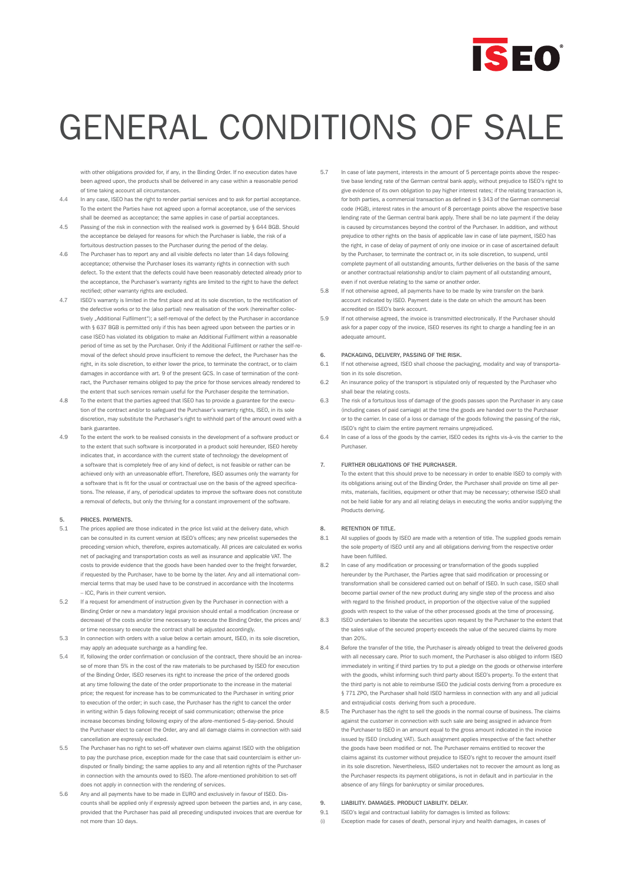# GENERAL CONDITIONS OF SALE

with other obligations provided for, if any, in the Binding Order. If no execution dates have been agreed upon, the products shall be delivered in any case within a reasonable period of time taking account all circumstances.

4.4 In any case, ISEO has the right to render partial services and to ask for partial acceptance. To the extent the Parties have not agreed upon a formal acceptance, use of the services shall be deemed as acceptance; the same applies in case of partial acceptances.

4.5 Passing of the risk in connection with the realised work is governed by § 644 BGB. Should the acceptance be delayed for reasons for which the Purchaser is liable, the risk of a fortuitous destruction passes to the Purchaser during the period of the delay.

4.6 The Purchaser has to report any and all visible defects no later than 14 days following acceptance; otherwise the Purchaser loses its warranty rights in connection with such defect. To the extent that the defects could have been reasonably detected already prior to the acceptance, the Purchaser's warranty rights are limited to the right to have the defect rectified; other warranty rights are excluded.

4.7 ISEO's warranty is limited in the first place and at its sole discretion, to the rectification of the defective works or to the (also partial) new realisation of the work (hereinafter collectively „Additional Fulfilment"); a self-removal of the defect by the Purchaser in accordance with § 637 BGB is permitted only if this has been agreed upon between the parties or in case ISEO has violated its obligation to make an Additional Fulfilment within a reasonable period of time as set by the Purchaser. Only if the Additional Fulfilment or rather the self-removal of the defect should prove insufficient to remove the defect, the Purchaser has the right, in its sole discretion, to either lower the price, to terminate the contract, or to claim damages in accordance with art. 9 of the present GCS. In case of termination of the contract, the Purchaser remains obliged to pay the price for those services already rendered to the extent that such services remain useful for the Purchaser despite the termination.

4.8 To the extent that the parties agreed that ISEO has to provide a guarantee for the execution of the contract and/or to safeguard the Purchaser's warranty rights, ISEO, in its sole discretion, may substitute the Purchaser's right to withhold part of the amount owed with a bank guarantee.

4.9 To the extent the work to be realised consists in the development of a software product or to the extent that such software is incorporated in a product sold hereunder, ISEO hereby indicates that, in accordance with the current state of technology the development of a software that is completely free of any kind of defect, is not feasible or rather can be achieved only with an unreasonable effort. Therefore, ISEO assumes only the warranty for a software that is fit for the usual or contractual use on the basis of the agreed specifications. The release, if any, of periodical updates to improve the software does not constitute a removal of defects, but only the thriving for a constant improvement of the software.

## 5. PRICES. PAYMENTS.

5.1 The prices applied are those indicated in the price list valid at the delivery date, which can be consulted in its current version at ISEO's offices; any new pricelist supersedes the preceding version which, therefore, expires automatically. All prices are calculated ex works net of packaging and transportation costs as well as insurance and applicable VAT. The costs to provide evidence that the goods have been handed over to the freight forwarder, if requested by the Purchaser, have to be borne by the later. Any and all international commercial terms that may be used have to be construed in accordance with the Incoterms – ICC, Paris in their current version.

5.2 If a request for amendment of instruction given by the Purchaser in connection with a Binding Order or new a mandatory legal provision should entail a modification (increase or decrease) of the costs and/or time necessary to execute the Binding Order, the prices and/or time necessary to execute the contract shall be adjusted accordingly.

5.3 In connection with orders with a value below a certain amount, ISEO, in its sole discretion, may apply an adequate surcharge as a handling fee.

5.4 If, following the order confirmation or conclusion of the contract, there should be an increase of more than 5% in the cost of the raw materials to be purchased by ISEO for execution of the Binding Order, ISEO reserves its right to increase the price of the ordered goods at any time following the date of the order proportionate to the increase in the material price; the request for increase has to be communicated to the Purchaser in writing prior to execution of the order; in such case, the Purchaser has the right to cancel the order in writing within 5 days following receipt of said communication; otherwise the price increase becomes binding following expiry of the afore-mentioned 5-day-period. Should the Purchaser elect to cancel the Order, any and all damage claims in connection with said cancellation are expressly excluded.

5.5 The Purchaser has no right to set-off whatever own claims against ISEO with the obligation to pay the purchase price, exception made for the case that said counterclaim is either undisputed or finally binding; the same applies to any and all retention rights of the Purchaser in connection with the amounts owed to ISEO. The afore-mentioned prohibition to set-off does not apply in connection with the rendering of services.

5.6 Any and all payments have to be made in EURO and exclusively in favour of ISEO. Discounts shall be applied only if expressly agreed upon between the parties and, in any case, provided that the Purchaser has paid all preceding undisputed invoices that are overdue for not more than 10 days.

5.7 In case of late payment, interests in the amount of 5 percentage points above the respective base lending rate of the German central bank apply, without prejudice to ISEO's right to give evidence of its own obligation to pay higher interest rates; if the relating transaction is, for both parties, a commercial transaction as defined in § 343 of the German commercial code (HGB), interest rates in the amount of 8 percentage points above the respective base lending rate of the German central bank apply. There shall be no late payment if the delay is caused by circumstances beyond the control of the Purchaser. In addition, and without prejudice to other rights on the basis of applicable law in case of late payment, ISEO has the right, in case of delay of payment of only one invoice or in case of ascertained default by the Purchaser, to terminate the contract or, in its sole discretion, to suspend, until complete payment of all outstanding amounts, further deliveries on the basis of the same or another contractual relationship and/or to claim payment of all outstanding amount, even if not overdue relating to the same or another order.

5.8 If not otherwise agreed, all payments have to be made by wire transfer on the bank account indicated by ISEO. Payment date is the date on which the amount has been accredited on ISEO's bank account.

5.9 If not otherwise agreed, the invoice is transmitted electronically. If the Purchaser should ask for a paper copy of the invoice, ISEO reserves its right to charge a handling fee in an adequate amount.

## 6. PACKAGING, DELIVERY, PASSING OF THE RISK.

6.1 If not otherwise agreed, ISEO shall choose the packaging, modality and way of transportation in its sole discretion.

6.2 An insurance policy of the transport is stipulated only of requested by the Purchaser who shall bear the relating costs.

6.3 The risk of a fortuitous loss of damage of the goods passes upon the Purchaser in any case (including cases of paid carriage) at the time the goods are handed over to the Purchaser or to the carrier. In case of a loss or damage of the goods following the passing of the risk, ISEO's right to claim the entire payment remains unprejudiced.

6.4 In case of a loss of the goods by the carrier, ISEO cedes its rights vis-à-vis the carrier to the Purchaser.

## 7. FURTHER OBLIGATIONS OF THE PURCHASER.

To the extent that this should prove to be necessary in order to enable ISEO to comply with its obligations arising out of the Binding Order, the Purchaser shall provide on time all permits, materials, facilities, equipment or other that may be necessary; otherwise ISEO shall not be held liable for any and all relating delays in executing the works and/or supplying the Products deriving.

## 8. RETENTION OF TITLE.

8.1 All supplies of goods by ISEO are made with a retention of title. The supplied goods remain the sole property of ISEO until any and all obligations deriving from the respective order have been fulfilled.

8.2 In case of any modification or processing or transformation of the goods supplied hereunder by the Purchaser, the Parties agree that said modification or processing or transformation shall be considered carried out on behalf of ISEO. In such case, ISEO shall become partial owner of the new product during any single step of the process and also with regard to the finished product, in proportion of the objective value of the supplied goods with respect to the value of the other processed goods at the time of processing.

8.3 ISEO undertakes to liberate the securities upon request by the Purchaser to the extent that the sales value of the secured property exceeds the value of the secured claims by more than 20%.

8.4 Before the transfer of the title, the Purchaser is already obliged to treat the delivered goods with all necessary care. Prior to such moment, the Purchaser is also obliged to inform ISEO immediately in writing if third parties try to put a pledge on the goods or otherwise interfere with the goods, whilst informing such third party about ISEO's property. To the extent that the third party is not able to reimburse ISEO the judicial costs deriving from a procedure ex § 771 ZPO, the Purchaser shall hold ISEO harmless in connection with any and all judicial and extrajudicial costs deriving from such a procedure.

8.5 The Purchaser has the right to sell the goods in the normal course of business. The claims against the customer in connection with such sale are being assigned in advance from the Purchaser to ISEO in an amount equal to the gross amount indicated in the invoice issued by ISEO (including VAT). Such assignment applies irrespective of the fact whether the goods have been modified or not. The Purchaser remains entitled to recover the claims against its customer without prejudice to ISEO's right to recover the amount itself in its sole discretion. Nevertheless, ISEO undertakes not to recover the amount as long as the Purchaser respects its payment obligations, is not in default and in particular in the absence of any filings for bankruptcy or similar procedures.

## 9. LIABILITY. DAMAGES. PRODUCT LIABILITY. DELAY.

9.1 ISEO's legal and contractual liability for damages is limited as follows:

(i) Exception made for cases of death, personal injury and health damages, in cases of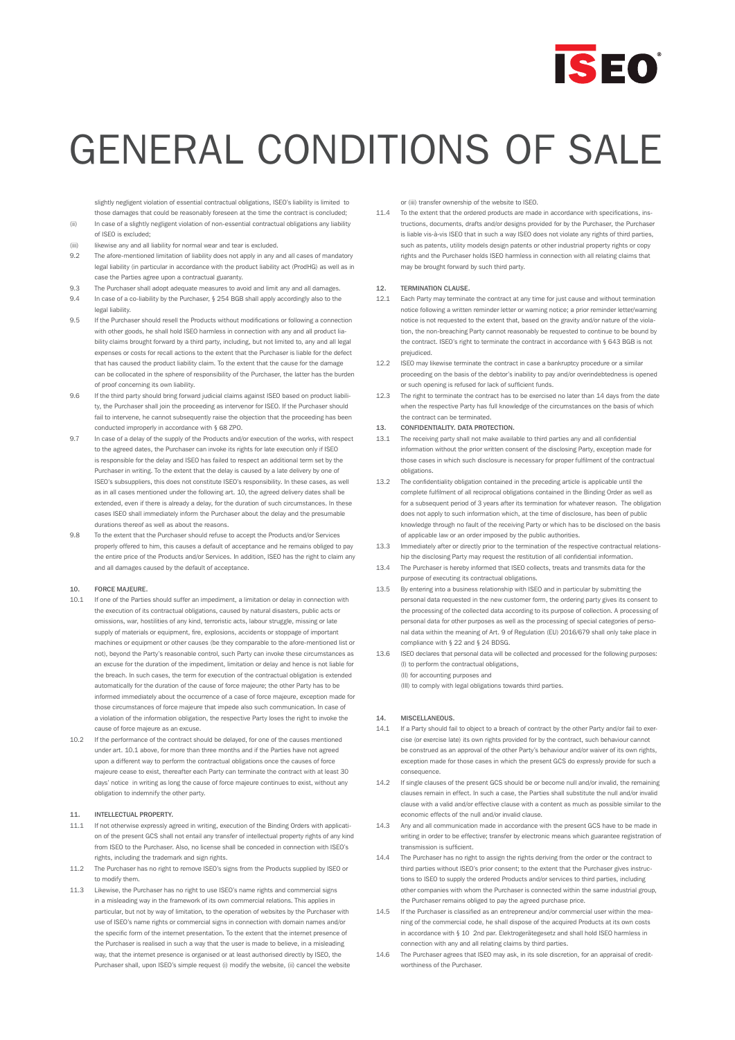# GENERAL CONDITIONS OF SALE

slightly negligent violation of essential contractual obligations, ISEO's liability is limited to those damages that could be reasonably foreseen at the time the contract is concluded;

(ii) In case of a slightly negligent violation of non-essential contractual obligations any liability of ISEO is excluded;

(iii) likewise any and all liability for normal wear and tear is excluded.

9.2 The afore-mentioned limitation of liability does not apply in any and all cases of mandatory legal liability (in particular in accordance with the product liability act (ProdHG) as well as in case the Parties agree upon a contractual guaranty.

9.3 The Purchaser shall adopt adequate measures to avoid and limit any and all damages.

9.4 In case of a co-liability by the Purchaser, § 254 BGB shall apply accordingly also to the legal liability.

9.5 If the Purchaser should resell the Products without modifications or following a connection with other goods, he shall hold ISEO harmless in connection with any and all product liability claims brought forward by a third party, including, but not limited to, any and all legal expenses or costs for recall actions to the extent that the Purchaser is liable for the defect that has caused the product liability claim. To the extent that the cause for the damage can be collocated in the sphere of responsibility of the Purchaser, the latter has the burden of proof concerning its own liability.

9.6 If the third party should bring forward judicial claims against ISEO based on product liability, the Purchaser shall join the proceeding as intervenor for ISEO. If the Purchaser should fail to intervene, he cannot subsequently raise the objection that the proceeding has been conducted improperly in accordance with § 68 ZPO.

9.7 In case of a delay of the supply of the Products and/or execution of the works, with respect to the agreed dates, the Purchaser can invoke its rights for late execution only if ISEO is responsible for the delay and ISEO has failed to respect an additional term set by the Purchaser in writing. To the extent that the delay is caused by a late delivery by one of ISEO's subsuppliers, this does not constitute ISEO's responsibility. In these cases, as well as in all cases mentioned under the following art. 10, the agreed delivery dates shall be extended, even if there is already a delay, for the duration of such circumstances. In these cases ISEO shall immediately inform the Purchaser about the delay and the presumable durations thereof as well as about the reasons.

9.8 To the extent that the Purchaser should refuse to accept the Products and/or Services properly offered to him, this causes a default of acceptance and he remains obliged to pay the entire price of the Products and/or Services. In addition, ISEO has the right to claim any and all damages caused by the default of acceptance.

## 10. FORCE MAJEURE.

10.1 If one of the Parties should suffer an impediment, a limitation or delay in connection with the execution of its contractual obligations, caused by natural disasters, public acts or omissions, war, hostilities of any kind, terroristic acts, labour struggle, missing or late supply of materials or equipment, fire, explosions, accidents or stoppage of important machines or equipment or other causes (be they comparable to the afore-mentioned list or not), beyond the Party's reasonable control, such Party can invoke these circumstances as an excuse for the duration of the impediment, limitation or delay and hence is not liable for the breach. In such cases, the term for execution of the contractual obligation is extended automatically for the duration of the cause of force majeure; the other Party has to be informed immediately about the occurrence of a case of force majeure, exception made for those circumstances of force majeure that impede also such communication. In case of a violation of the information obligation, the respective Party loses the right to invoke the cause of force majeure as an excuse.

10.2 If the performance of the contract should be delayed, for one of the causes mentioned under art. 10.1 above, for more than three months and if the Parties have not agreed upon a different way to perform the contractual obligations once the causes of force majeure cease to exist, thereafter each Party can terminate the contract with at least 30 days' notice in writing as long the cause of force majeure continues to exist, without any obligation to indemnify the other party.

## 11. INTELLECTUAL PROPERTY.

11.1 If not otherwise expressly agreed in writing, execution of the Binding Orders with application of the present GCS shall not entail any transfer of intellectual property rights of any kind from ISEO to the Purchaser. Also, no license shall be conceded in connection with ISEO's rights, including the trademark and sign rights.

11.2 The Purchaser has no right to remove ISEO's signs from the Products supplied by ISEO or to modify them.

11.3 Likewise, the Purchaser has no right to use ISEO's name rights and commercial signs in a misleading way in the framework of its own commercial relations. This applies in particular, but not by way of limitation, to the operation of websites by the Purchaser with use of ISEO's name rights or commercial signs in connection with domain names and/or the specific form of the internet presentation. To the extent that the internet presence of the Purchaser is realised in such a way that the user is made to believe, in a misleading way, that the internet presence is organised or at least authorised directly by ISEO, the Purchaser shall, upon ISEO's simple request (i) modify the website, (ii) cancel the website or (iii) transfer ownership of the website to ISEO.

11.4 To the extent that the ordered products are made in accordance with specifications, instructions, documents, drafts and/or designs provided for by the Purchaser, the Purchaser is liable vis-à-vis ISEO that in such a way ISEO does not violate any rights of third parties, such as patents, utility models design patents or other industrial property rights or copy rights and the Purchaser holds ISEO harmless in connection with all relating claims that may be brought forward by such third party.

## 12. TERMINATION CLAUSE.

12.1 Each Party may terminate the contract at any time for just cause and without termination notice following a written reminder letter or warning notice; a prior reminder letter/warning notice is not requested to the extent that, based on the gravity and/or nature of the violation, the non-breaching Party cannot reasonably be requested to continue to be bound by the contract. ISEO's right to terminate the contract in accordance with § 643 BGB is not prejudiced.

12.2 ISEO may likewise terminate the contract in case a bankruptcy procedure or a similar proceeding on the basis of the debtor's inability to pay and/or overindebtedness is opened or such opening is refused for lack of sufficient funds.

12.3 The right to terminate the contract has to be exercised no later than 14 days from the date when the respective Party has full knowledge of the circumstances on the basis of which the contract can be terminated.

## 13. CONFIDENTIALITY. DATA PROTECTION.

13.1 The receiving party shall not make available to third parties any and all confidential information without the prior written consent of the disclosing Party, exception made for those cases in which such disclosure is necessary for proper fulfilment of the contractual obligations.

13.2 The confidentiality obligation contained in the preceding article is applicable until the complete fulfilment of all reciprocal obligations contained in the Binding Order as well as for a subsequent period of 3 years after its termination for whatever reason. The obligation does not apply to such information which, at the time of disclosure, has been of public knowledge through no fault of the receiving Party or which has to be disclosed on the basis of applicable law or an order imposed by the public authorities.

13.3 Immediately after or directly prior to the termination of the respective contractual relationship the disclosing Party may request the restitution of all confidential information.

13.4 The Purchaser is hereby informed that ISEO collects, treats and transmits data for the purpose of executing its contractual obligations.

13.5 By entering into a business relationship with ISEO and in particular by submitting the personal data requested in the new customer form, the ordering party gives its consent to the processing of the collected data according to its purpose of collection. A processing of personal data for other purposes as well as the processing of special categories of personal data within the meaning of Art. 9 of Regulation (EU) 2016/679 shall only take place in compliance with § 22 and § 24 BDSG.

13.6 ISEO declares that personal data will be collected and processed for the following purposes:
(I) to perform the contractual obligations,
(II) for accounting purposes and
(III) to comply with legal obligations towards third parties.

## 14. MISCELLANEOUS.

14.1 If a Party should fail to object to a breach of contract by the other Party and/or fail to exercise (or exercise late) its own rights provided for by the contract, such behaviour cannot be construed as an approval of the other Party's behaviour and/or waiver of its own rights, exception made for those cases in which the present GCS do expressly provide for such a consequence.

14.2 If single clauses of the present GCS should be or become null and/or invalid, the remaining clauses remain in effect. In such a case, the Parties shall substitute the null and/or invalid clause with a valid and/or effective clause with a content as much as possible similar to the economic effects of the null and/or invalid clause.

14.3 Any and all communication made in accordance with the present GCS have to be made in writing in order to be effective; transfer by electronic means which guarantee registration of transmission is sufficient.

14.4 The Purchaser has no right to assign the rights deriving from the order or the contract to third parties without ISEO's prior consent; to the extent that the Purchaser gives instructions to ISEO to supply the ordered Products and/or services to third parties, including other companies with whom the Purchaser is connected within the same industrial group, the Purchaser remains obliged to pay the agreed purchase price.

14.5 If the Purchaser is classified as an entrepreneur and/or commercial user within the meaning of the commercial code, he shall dispose of the acquired Products at its own costs in accordance with § 10 2nd par. Elektrogerätegesetz and shall hold ISEO harmless in connection with any and all relating claims by third parties.

14.6 The Purchaser agrees that ISEO may ask, in its sole discretion, for an appraisal of creditworthiness of the Purchaser.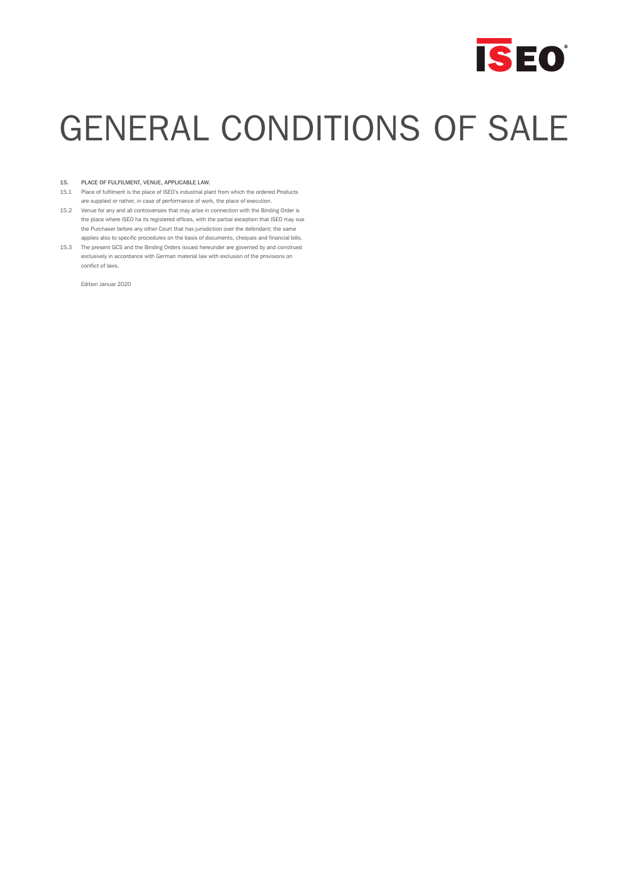# GENERAL CONDITIONS OF SALE

**15. PLACE OF FULFILMENT, VENUE, APPLICABLE LAW.**

15.1 Place of fulfilment is the place of ISEO's industrial plant from which the ordered Products are supplied or rather, in case of performance of work, the place of execution.

15.2 Venue for any and all controversies that may arise in connection with the Binding Order is the place where ISEO ha its registered offices, with the partial exception that ISEO may sue the Purchaser before any other Court that has jurisdiction over the defendant; the same applies also to specific procedures on the basis of documents, cheques and financial bills.

15.3 The present GCS and the Binding Orders issued hereunder are governed by and construed exclusively in accordance with German material law with exclusion of the provisions on conflict of laws.

Edition Januar 2020